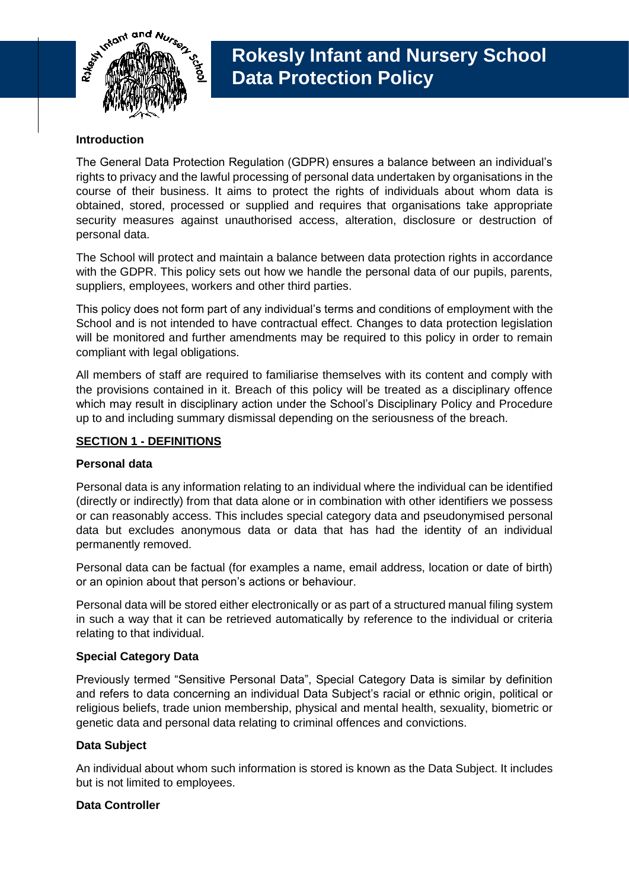# Rokesly Infant and Nursery School Data Protection Policy

**Introduction**

The General Data Protection Regulation (GDPR) ensures a balance between an individual's rights to privacy and the lawful processing of personal data undertaken by organisations in the course of their business. It aims to protect the rights of individuals about whom data is obtained, stored, processed or supplied and requires that organisations take appropriate security measures against unauthorised access, alteration, disclosure or destruction of personal data.

The School will protect and maintain a balance between data protection rights in accordance with the GDPR. This policy sets out how we handle the personal data of our pupils, parents, suppliers, employees, workers and other third parties.

This policy does not form part of any individual's terms and conditions of employment with the School and is not intended to have contractual effect. Changes to data protection legislation will be monitored and further amendments may be required to this policy in order to remain compliant with legal obligations.

All members of staff are required to familiarise themselves with its content and comply with the provisions contained in it. Breach of this policy will be treated as a disciplinary offence which may result in disciplinary action under the School's Disciplinary Policy and Procedure up to and including summary dismissal depending on the seriousness of the breach.

## SECTION 1 - DEFINITIONS

**Personal data**

Personal data is any information relating to an individual where the individual can be identified (directly or indirectly) from that data alone or in combination with other identifiers we possess or can reasonably access. This includes special category data and pseudonymised personal data but excludes anonymous data or data that has had the identity of an individual permanently removed.

Personal data can be factual (for examples a name, email address, location or date of birth) or an opinion about that person's actions or behaviour.

Personal data will be stored either electronically or as part of a structured manual filing system in such a way that it can be retrieved automatically by reference to the individual or criteria relating to that individual.

**Special Category Data**

Previously termed "Sensitive Personal Data", Special Category Data is similar by definition and refers to data concerning an individual Data Subject's racial or ethnic origin, political or religious beliefs, trade union membership, physical and mental health, sexuality, biometric or genetic data and personal data relating to criminal offences and convictions.

**Data Subject**

An individual about whom such information is stored is known as the Data Subject. It includes but is not limited to employees.

**Data Controller**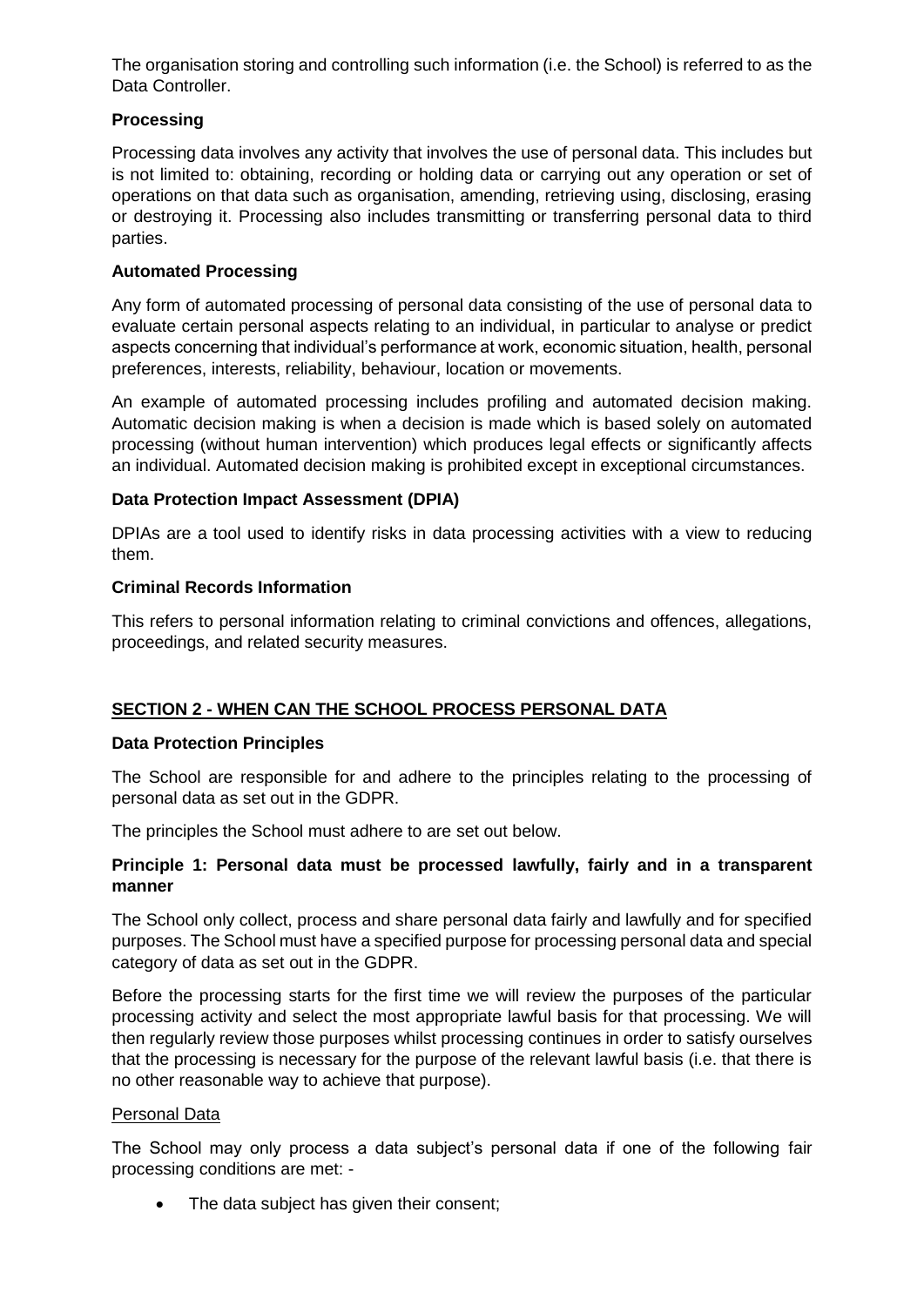The organisation storing and controlling such information (i.e. the School) is referred to as the Data Controller.

**Processing**

Processing data involves any activity that involves the use of personal data. This includes but is not limited to: obtaining, recording or holding data or carrying out any operation or set of operations on that data such as organisation, amending, retrieving using, disclosing, erasing or destroying it. Processing also includes transmitting or transferring personal data to third parties.

**Automated Processing**

Any form of automated processing of personal data consisting of the use of personal data to evaluate certain personal aspects relating to an individual, in particular to analyse or predict aspects concerning that individual's performance at work, economic situation, health, personal preferences, interests, reliability, behaviour, location or movements.

An example of automated processing includes profiling and automated decision making. Automatic decision making is when a decision is made which is based solely on automated processing (without human intervention) which produces legal effects or significantly affects an individual. Automated decision making is prohibited except in exceptional circumstances.

**Data Protection Impact Assessment (DPIA)**

DPIAs are a tool used to identify risks in data processing activities with a view to reducing them.

**Criminal Records Information**

This refers to personal information relating to criminal convictions and offences, allegations, proceedings, and related security measures.

## SECTION 2 - WHEN CAN THE SCHOOL PROCESS PERSONAL DATA

**Data Protection Principles**

The School are responsible for and adhere to the principles relating to the processing of personal data as set out in the GDPR.

The principles the School must adhere to are set out below.

**Principle 1: Personal data must be processed lawfully, fairly and in a transparent manner**

The School only collect, process and share personal data fairly and lawfully and for specified purposes. The School must have a specified purpose for processing personal data and special category of data as set out in the GDPR.

Before the processing starts for the first time we will review the purposes of the particular processing activity and select the most appropriate lawful basis for that processing. We will then regularly review those purposes whilst processing continues in order to satisfy ourselves that the processing is necessary for the purpose of the relevant lawful basis (i.e. that there is no other reasonable way to achieve that purpose).

Personal Data

The School may only process a data subject's personal data if one of the following fair processing conditions are met: -

- The data subject has given their consent;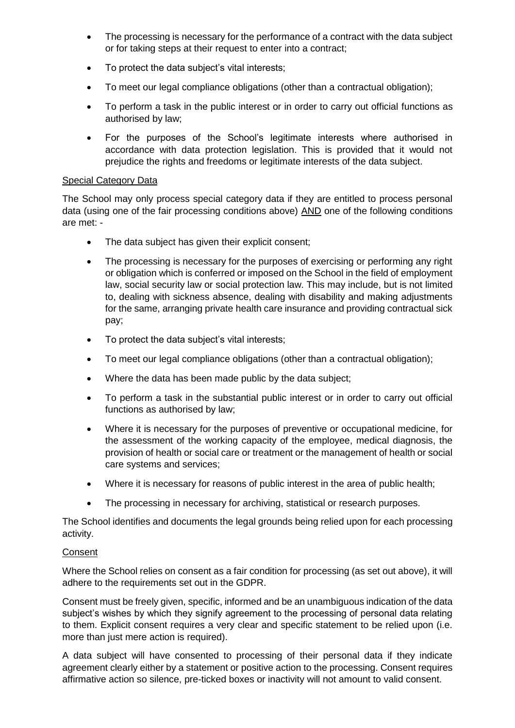- The processing is necessary for the performance of a contract with the data subject or for taking steps at their request to enter into a contract;
- To protect the data subject's vital interests;
- To meet our legal compliance obligations (other than a contractual obligation);
- To perform a task in the public interest or in order to carry out official functions as authorised by law;
- For the purposes of the School's legitimate interests where authorised in accordance with data protection legislation. This is provided that it would not prejudice the rights and freedoms or legitimate interests of the data subject.

<u>Special Category Data</u>

The School may only process special category data if they are entitled to process personal data (using one of the fair processing conditions above) <u>AND</u> one of the following conditions are met: -

- The data subject has given their explicit consent;
- The processing is necessary for the purposes of exercising or performing any right or obligation which is conferred or imposed on the School in the field of employment law, social security law or social protection law. This may include, but is not limited to, dealing with sickness absence, dealing with disability and making adjustments for the same, arranging private health care insurance and providing contractual sick pay;
- To protect the data subject's vital interests;
- To meet our legal compliance obligations (other than a contractual obligation);
- Where the data has been made public by the data subject;
- To perform a task in the substantial public interest or in order to carry out official functions as authorised by law;
- Where it is necessary for the purposes of preventive or occupational medicine, for the assessment of the working capacity of the employee, medical diagnosis, the provision of health or social care or treatment or the management of health or social care systems and services;
- Where it is necessary for reasons of public interest in the area of public health;
- The processing in necessary for archiving, statistical or research purposes.

The School identifies and documents the legal grounds being relied upon for each processing activity.

<u>Consent</u>

Where the School relies on consent as a fair condition for processing (as set out above), it will adhere to the requirements set out in the GDPR.

Consent must be freely given, specific, informed and be an unambiguous indication of the data subject's wishes by which they signify agreement to the processing of personal data relating to them. Explicit consent requires a very clear and specific statement to be relied upon (i.e. more than just mere action is required).

A data subject will have consented to processing of their personal data if they indicate agreement clearly either by a statement or positive action to the processing. Consent requires affirmative action so silence, pre-ticked boxes or inactivity will not amount to valid consent.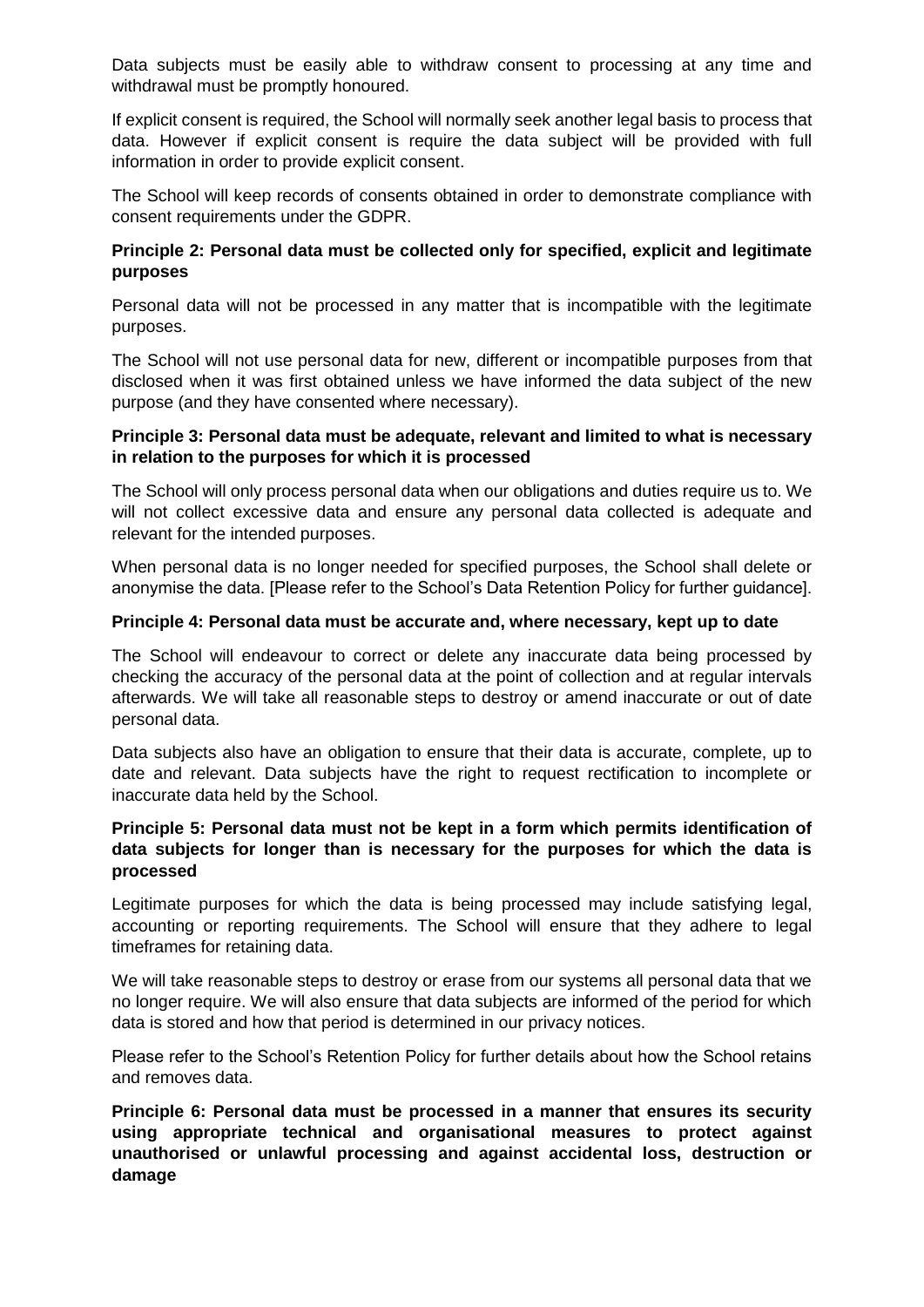Data subjects must be easily able to withdraw consent to processing at any time and withdrawal must be promptly honoured.

If explicit consent is required, the School will normally seek another legal basis to process that data. However if explicit consent is require the data subject will be provided with full information in order to provide explicit consent.

The School will keep records of consents obtained in order to demonstrate compliance with consent requirements under the GDPR.

**Principle 2: Personal data must be collected only for specified, explicit and legitimate purposes**

Personal data will not be processed in any matter that is incompatible with the legitimate purposes.

The School will not use personal data for new, different or incompatible purposes from that disclosed when it was first obtained unless we have informed the data subject of the new purpose (and they have consented where necessary).

**Principle 3: Personal data must be adequate, relevant and limited to what is necessary in relation to the purposes for which it is processed**

The School will only process personal data when our obligations and duties require us to. We will not collect excessive data and ensure any personal data collected is adequate and relevant for the intended purposes.

When personal data is no longer needed for specified purposes, the School shall delete or anonymise the data. [Please refer to the School's Data Retention Policy for further guidance].

**Principle 4: Personal data must be accurate and, where necessary, kept up to date**

The School will endeavour to correct or delete any inaccurate data being processed by checking the accuracy of the personal data at the point of collection and at regular intervals afterwards. We will take all reasonable steps to destroy or amend inaccurate or out of date personal data.

Data subjects also have an obligation to ensure that their data is accurate, complete, up to date and relevant. Data subjects have the right to request rectification to incomplete or inaccurate data held by the School.

**Principle 5: Personal data must not be kept in a form which permits identification of data subjects for longer than is necessary for the purposes for which the data is processed**

Legitimate purposes for which the data is being processed may include satisfying legal, accounting or reporting requirements. The School will ensure that they adhere to legal timeframes for retaining data.

We will take reasonable steps to destroy or erase from our systems all personal data that we no longer require. We will also ensure that data subjects are informed of the period for which data is stored and how that period is determined in our privacy notices.

Please refer to the School's Retention Policy for further details about how the School retains and removes data.

**Principle 6: Personal data must be processed in a manner that ensures its security using appropriate technical and organisational measures to protect against unauthorised or unlawful processing and against accidental loss, destruction or damage**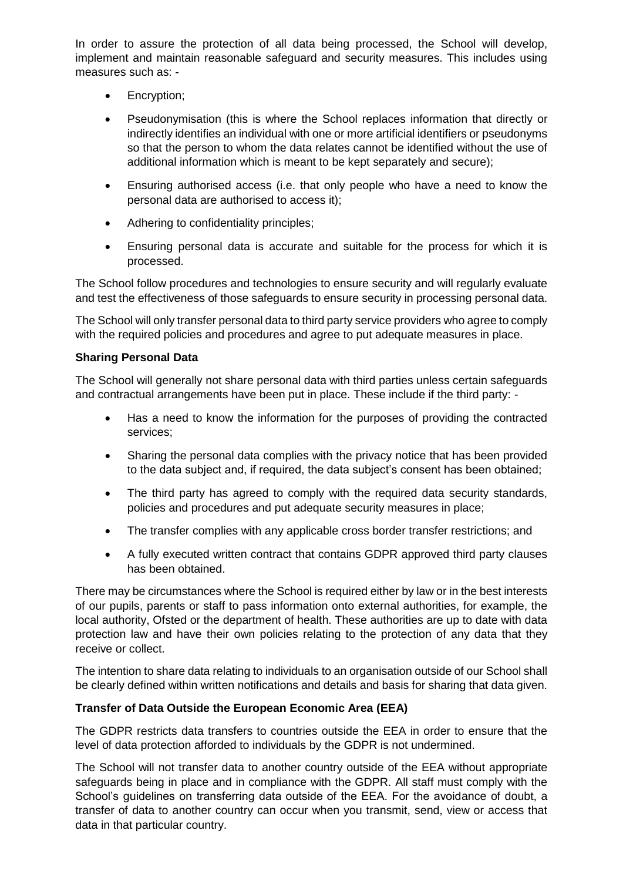In order to assure the protection of all data being processed, the School will develop, implement and maintain reasonable safeguard and security measures. This includes using measures such as: -

- Encryption;
- Pseudonymisation (this is where the School replaces information that directly or indirectly identifies an individual with one or more artificial identifiers or pseudonyms so that the person to whom the data relates cannot be identified without the use of additional information which is meant to be kept separately and secure);
- Ensuring authorised access (i.e. that only people who have a need to know the personal data are authorised to access it);
- Adhering to confidentiality principles;
- Ensuring personal data is accurate and suitable for the process for which it is processed.

The School follow procedures and technologies to ensure security and will regularly evaluate and test the effectiveness of those safeguards to ensure security in processing personal data.

The School will only transfer personal data to third party service providers who agree to comply with the required policies and procedures and agree to put adequate measures in place.

**Sharing Personal Data**

The School will generally not share personal data with third parties unless certain safeguards and contractual arrangements have been put in place. These include if the third party: -

- Has a need to know the information for the purposes of providing the contracted services;
- Sharing the personal data complies with the privacy notice that has been provided to the data subject and, if required, the data subject's consent has been obtained;
- The third party has agreed to comply with the required data security standards, policies and procedures and put adequate security measures in place;
- The transfer complies with any applicable cross border transfer restrictions; and
- A fully executed written contract that contains GDPR approved third party clauses has been obtained.

There may be circumstances where the School is required either by law or in the best interests of our pupils, parents or staff to pass information onto external authorities, for example, the local authority, Ofsted or the department of health. These authorities are up to date with data protection law and have their own policies relating to the protection of any data that they receive or collect.

The intention to share data relating to individuals to an organisation outside of our School shall be clearly defined within written notifications and details and basis for sharing that data given.

**Transfer of Data Outside the European Economic Area (EEA)**

The GDPR restricts data transfers to countries outside the EEA in order to ensure that the level of data protection afforded to individuals by the GDPR is not undermined.

The School will not transfer data to another country outside of the EEA without appropriate safeguards being in place and in compliance with the GDPR. All staff must comply with the School's guidelines on transferring data outside of the EEA. For the avoidance of doubt, a transfer of data to another country can occur when you transmit, send, view or access that data in that particular country.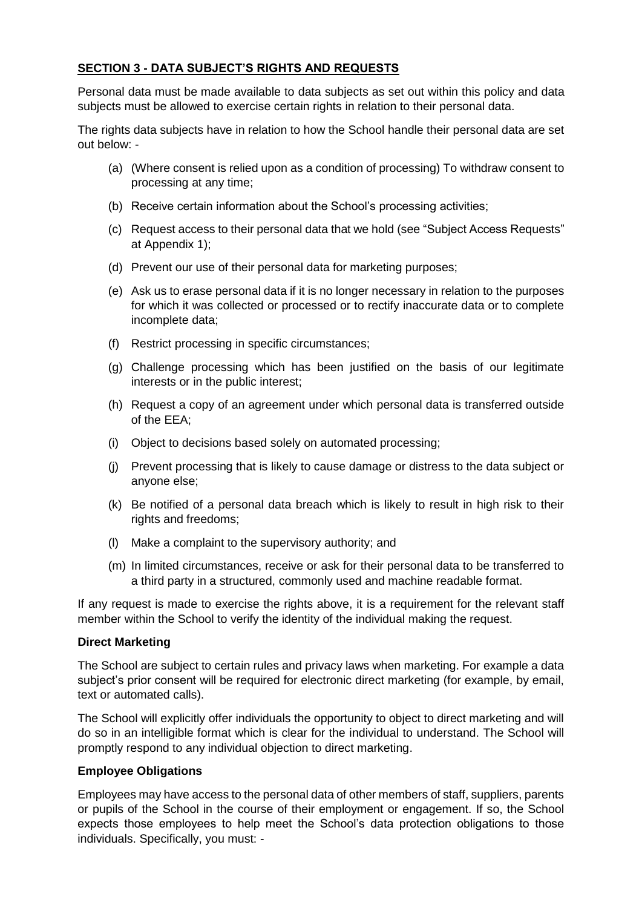## SECTION 3 - DATA SUBJECT'S RIGHTS AND REQUESTS

Personal data must be made available to data subjects as set out within this policy and data subjects must be allowed to exercise certain rights in relation to their personal data.

The rights data subjects have in relation to how the School handle their personal data are set out below: -

(a) (Where consent is relied upon as a condition of processing) To withdraw consent to processing at any time;

(b) Receive certain information about the School's processing activities;

(c) Request access to their personal data that we hold (see "Subject Access Requests" at Appendix 1);

(d) Prevent our use of their personal data for marketing purposes;

(e) Ask us to erase personal data if it is no longer necessary in relation to the purposes for which it was collected or processed or to rectify inaccurate data or to complete incomplete data;

(f) Restrict processing in specific circumstances;

(g) Challenge processing which has been justified on the basis of our legitimate interests or in the public interest;

(h) Request a copy of an agreement under which personal data is transferred outside of the EEA;

(i) Object to decisions based solely on automated processing;

(j) Prevent processing that is likely to cause damage or distress to the data subject or anyone else;

(k) Be notified of a personal data breach which is likely to result in high risk to their rights and freedoms;

(l) Make a complaint to the supervisory authority; and

(m) In limited circumstances, receive or ask for their personal data to be transferred to a third party in a structured, commonly used and machine readable format.

If any request is made to exercise the rights above, it is a requirement for the relevant staff member within the School to verify the identity of the individual making the request.

### Direct Marketing

The School are subject to certain rules and privacy laws when marketing. For example a data subject's prior consent will be required for electronic direct marketing (for example, by email, text or automated calls).

The School will explicitly offer individuals the opportunity to object to direct marketing and will do so in an intelligible format which is clear for the individual to understand. The School will promptly respond to any individual objection to direct marketing.

### Employee Obligations

Employees may have access to the personal data of other members of staff, suppliers, parents or pupils of the School in the course of their employment or engagement. If so, the School expects those employees to help meet the School's data protection obligations to those individuals. Specifically, you must: -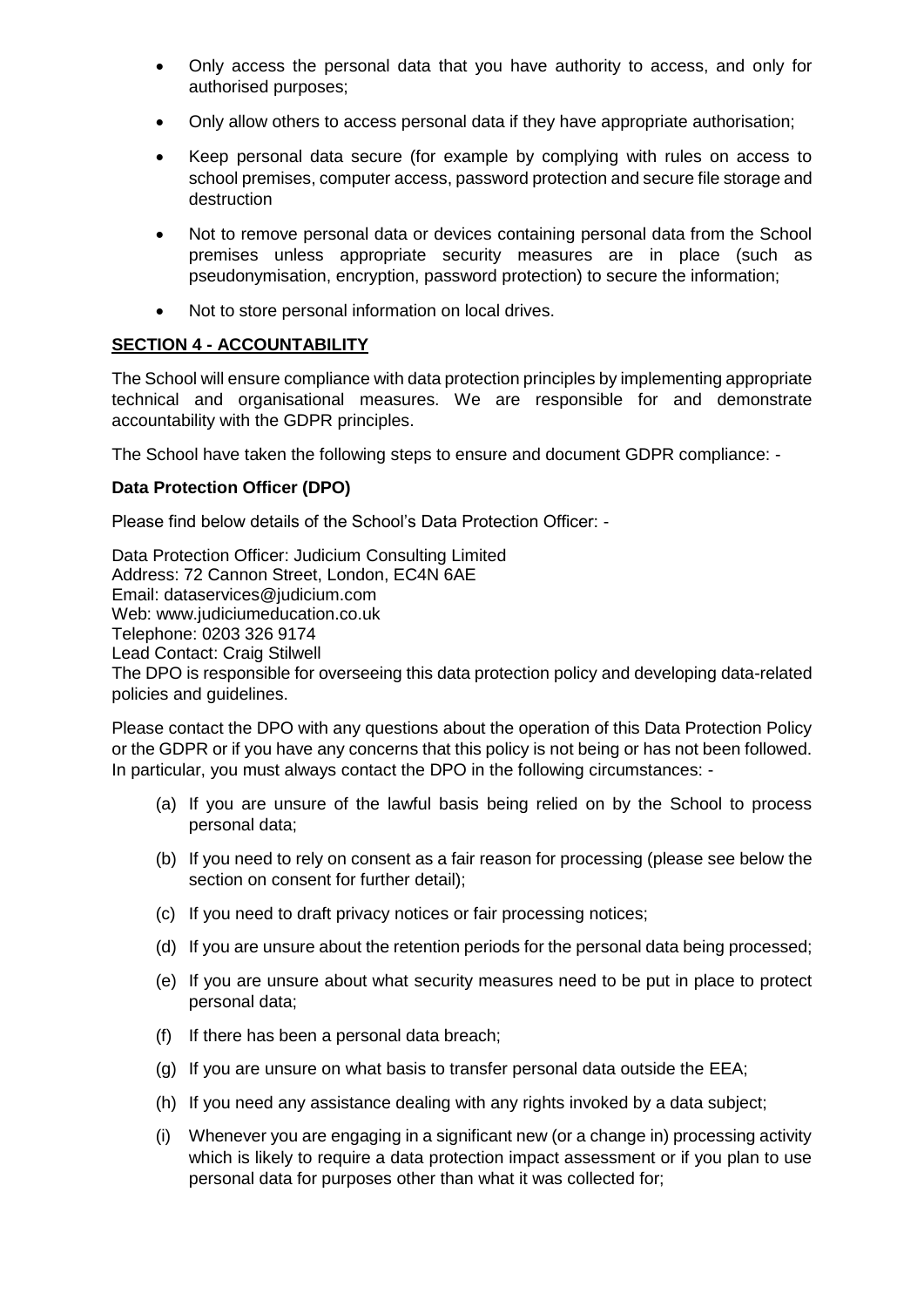- Only access the personal data that you have authority to access, and only for authorised purposes;
- Only allow others to access personal data if they have appropriate authorisation;
- Keep personal data secure (for example by complying with rules on access to school premises, computer access, password protection and secure file storage and destruction
- Not to remove personal data or devices containing personal data from the School premises unless appropriate security measures are in place (such as pseudonymisation, encryption, password protection) to secure the information;
- Not to store personal information on local drives.

## SECTION 4 - ACCOUNTABILITY

The School will ensure compliance with data protection principles by implementing appropriate technical and organisational measures. We are responsible for and demonstrate accountability with the GDPR principles.

The School have taken the following steps to ensure and document GDPR compliance: -

### Data Protection Officer (DPO)

Please find below details of the School's Data Protection Officer: -

Data Protection Officer: Judicium Consulting Limited
Address: 72 Cannon Street, London, EC4N 6AE
Email: dataservices@judicium.com
Web: www.judiciumeducation.co.uk
Telephone: 0203 326 9174
Lead Contact: Craig Stilwell
The DPO is responsible for overseeing this data protection policy and developing data-related policies and guidelines.

Please contact the DPO with any questions about the operation of this Data Protection Policy or the GDPR or if you have any concerns that this policy is not being or has not been followed. In particular, you must always contact the DPO in the following circumstances: -

(a) If you are unsure of the lawful basis being relied on by the School to process personal data;

(b) If you need to rely on consent as a fair reason for processing (please see below the section on consent for further detail);

(c) If you need to draft privacy notices or fair processing notices;

(d) If you are unsure about the retention periods for the personal data being processed;

(e) If you are unsure about what security measures need to be put in place to protect personal data;

(f) If there has been a personal data breach;

(g) If you are unsure on what basis to transfer personal data outside the EEA;

(h) If you need any assistance dealing with any rights invoked by a data subject;

(i) Whenever you are engaging in a significant new (or a change in) processing activity which is likely to require a data protection impact assessment or if you plan to use personal data for purposes other than what it was collected for;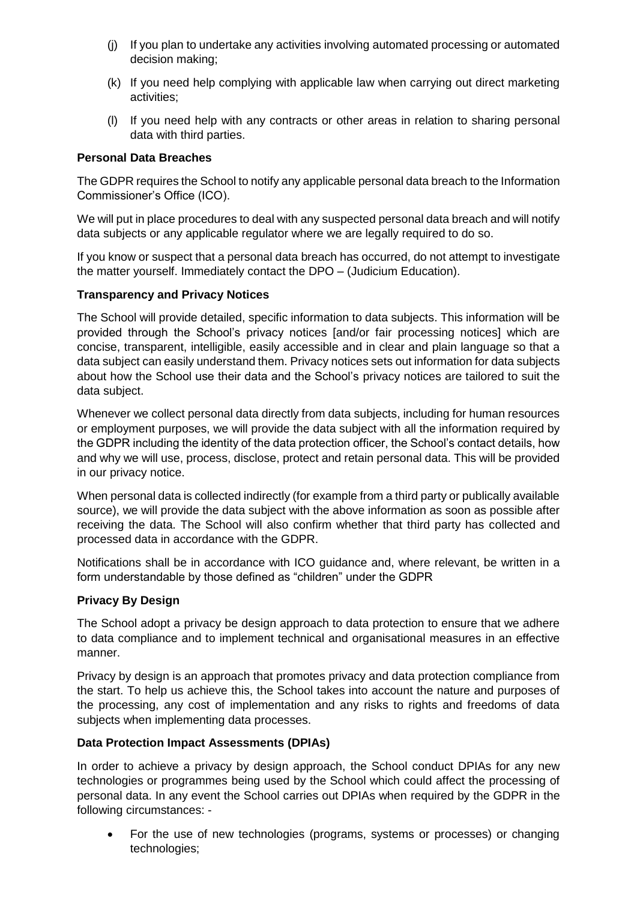(j) If you plan to undertake any activities involving automated processing or automated decision making;

(k) If you need help complying with applicable law when carrying out direct marketing activities;

(l) If you need help with any contracts or other areas in relation to sharing personal data with third parties.

**Personal Data Breaches**

The GDPR requires the School to notify any applicable personal data breach to the Information Commissioner's Office (ICO).

We will put in place procedures to deal with any suspected personal data breach and will notify data subjects or any applicable regulator where we are legally required to do so.

If you know or suspect that a personal data breach has occurred, do not attempt to investigate the matter yourself. Immediately contact the DPO – (Judicium Education).

**Transparency and Privacy Notices**

The School will provide detailed, specific information to data subjects. This information will be provided through the School's privacy notices [and/or fair processing notices] which are concise, transparent, intelligible, easily accessible and in clear and plain language so that a data subject can easily understand them. Privacy notices sets out information for data subjects about how the School use their data and the School's privacy notices are tailored to suit the data subject.

Whenever we collect personal data directly from data subjects, including for human resources or employment purposes, we will provide the data subject with all the information required by the GDPR including the identity of the data protection officer, the School's contact details, how and why we will use, process, disclose, protect and retain personal data. This will be provided in our privacy notice.

When personal data is collected indirectly (for example from a third party or publically available source), we will provide the data subject with the above information as soon as possible after receiving the data. The School will also confirm whether that third party has collected and processed data in accordance with the GDPR.

Notifications shall be in accordance with ICO guidance and, where relevant, be written in a form understandable by those defined as "children" under the GDPR

**Privacy By Design**

The School adopt a privacy be design approach to data protection to ensure that we adhere to data compliance and to implement technical and organisational measures in an effective manner.

Privacy by design is an approach that promotes privacy and data protection compliance from the start. To help us achieve this, the School takes into account the nature and purposes of the processing, any cost of implementation and any risks to rights and freedoms of data subjects when implementing data processes.

**Data Protection Impact Assessments (DPIAs)**

In order to achieve a privacy by design approach, the School conduct DPIAs for any new technologies or programmes being used by the School which could affect the processing of personal data. In any event the School carries out DPIAs when required by the GDPR in the following circumstances: -

- For the use of new technologies (programs, systems or processes) or changing technologies;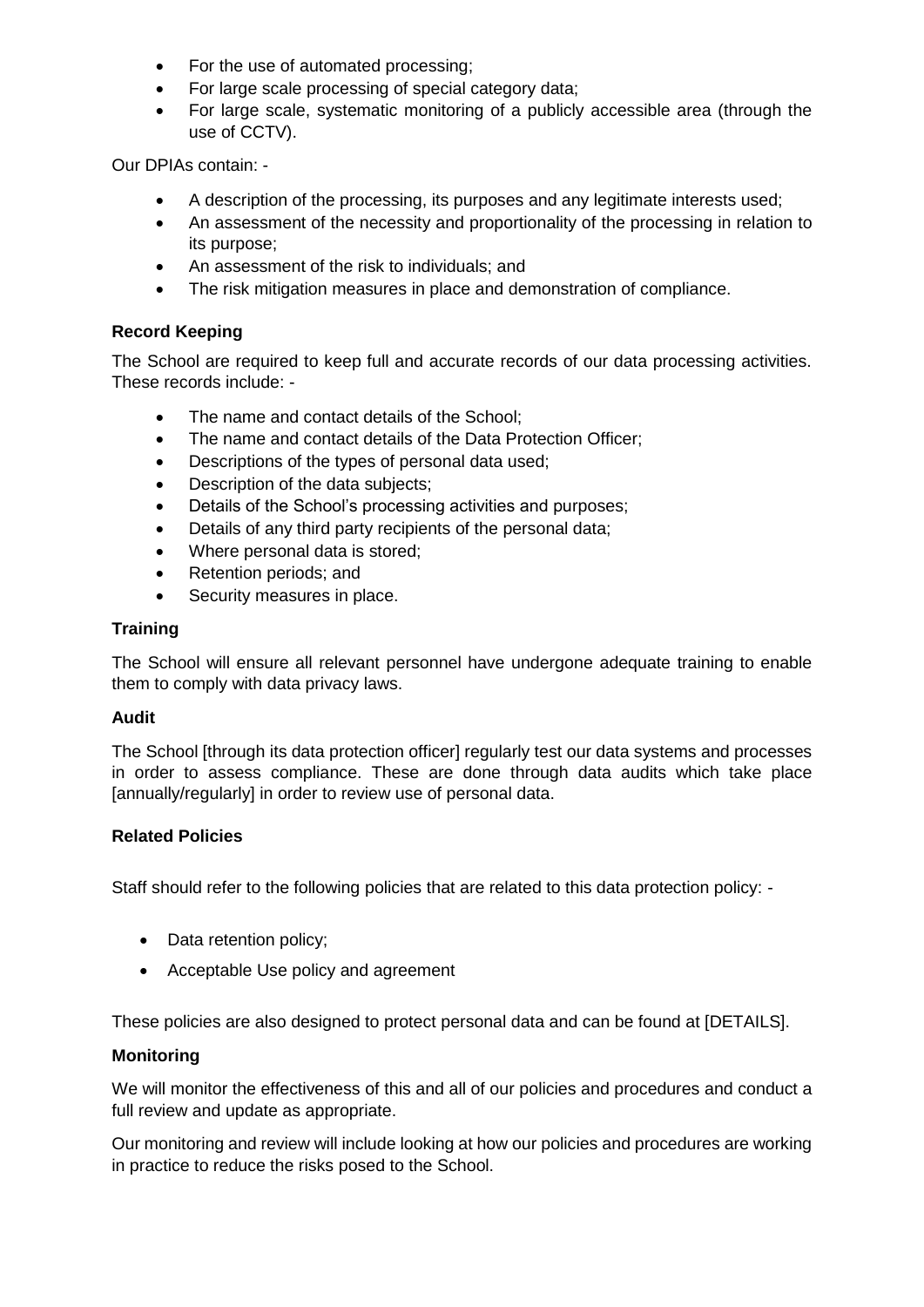- For the use of automated processing;
- For large scale processing of special category data;
- For large scale, systematic monitoring of a publicly accessible area (through the use of CCTV).

Our DPIAs contain: -

- A description of the processing, its purposes and any legitimate interests used;
- An assessment of the necessity and proportionality of the processing in relation to its purpose;
- An assessment of the risk to individuals; and
- The risk mitigation measures in place and demonstration of compliance.

**Record Keeping**

The School are required to keep full and accurate records of our data processing activities. These records include: -

- The name and contact details of the School;
- The name and contact details of the Data Protection Officer;
- Descriptions of the types of personal data used;
- Description of the data subjects;
- Details of the School's processing activities and purposes;
- Details of any third party recipients of the personal data;
- Where personal data is stored;
- Retention periods; and
- Security measures in place.

**Training**

The School will ensure all relevant personnel have undergone adequate training to enable them to comply with data privacy laws.

**Audit**

The School [through its data protection officer] regularly test our data systems and processes in order to assess compliance. These are done through data audits which take place [annually/regularly] in order to review use of personal data.

**Related Policies**

Staff should refer to the following policies that are related to this data protection policy: -

- Data retention policy;
- Acceptable Use policy and agreement

These policies are also designed to protect personal data and can be found at [DETAILS].

**Monitoring**

We will monitor the effectiveness of this and all of our policies and procedures and conduct a full review and update as appropriate.

Our monitoring and review will include looking at how our policies and procedures are working in practice to reduce the risks posed to the School.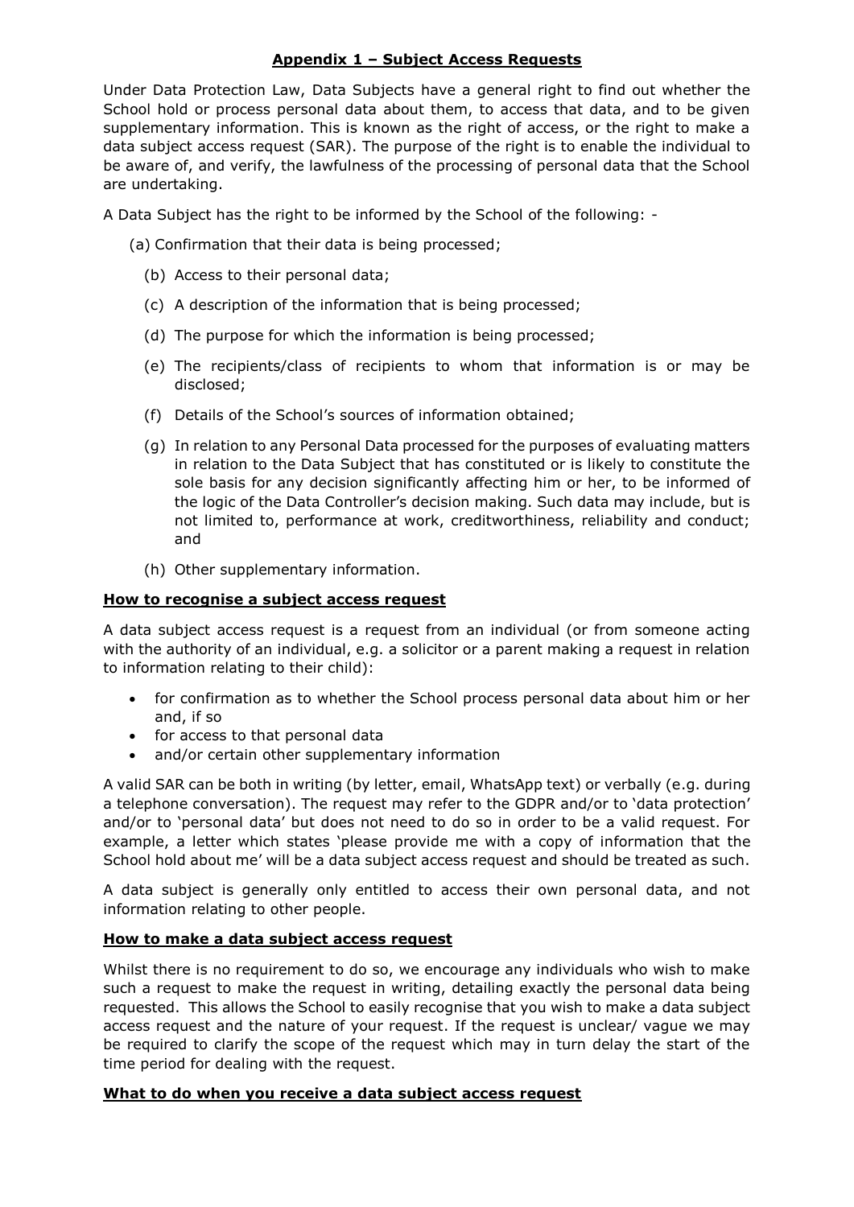## Appendix 1 – Subject Access Requests

Under Data Protection Law, Data Subjects have a general right to find out whether the School hold or process personal data about them, to access that data, and to be given supplementary information. This is known as the right of access, or the right to make a data subject access request (SAR). The purpose of the right is to enable the individual to be aware of, and verify, the lawfulness of the processing of personal data that the School are undertaking.

A Data Subject has the right to be informed by the School of the following: -

(a) Confirmation that their data is being processed;

(b) Access to their personal data;

(c) A description of the information that is being processed;

(d) The purpose for which the information is being processed;

(e) The recipients/class of recipients to whom that information is or may be disclosed;

(f) Details of the School's sources of information obtained;

(g) In relation to any Personal Data processed for the purposes of evaluating matters in relation to the Data Subject that has constituted or is likely to constitute the sole basis for any decision significantly affecting him or her, to be informed of the logic of the Data Controller's decision making. Such data may include, but is not limited to, performance at work, creditworthiness, reliability and conduct; and

(h) Other supplementary information.

### How to recognise a subject access request

A data subject access request is a request from an individual (or from someone acting with the authority of an individual, e.g. a solicitor or a parent making a request in relation to information relating to their child):

- for confirmation as to whether the School process personal data about him or her and, if so
- for access to that personal data
- and/or certain other supplementary information

A valid SAR can be both in writing (by letter, email, WhatsApp text) or verbally (e.g. during a telephone conversation). The request may refer to the GDPR and/or to 'data protection' and/or to 'personal data' but does not need to do so in order to be a valid request. For example, a letter which states 'please provide me with a copy of information that the School hold about me' will be a data subject access request and should be treated as such.

A data subject is generally only entitled to access their own personal data, and not information relating to other people.

### How to make a data subject access request

Whilst there is no requirement to do so, we encourage any individuals who wish to make such a request to make the request in writing, detailing exactly the personal data being requested. This allows the School to easily recognise that you wish to make a data subject access request and the nature of your request. If the request is unclear/ vague we may be required to clarify the scope of the request which may in turn delay the start of the time period for dealing with the request.

### What to do when you receive a data subject access request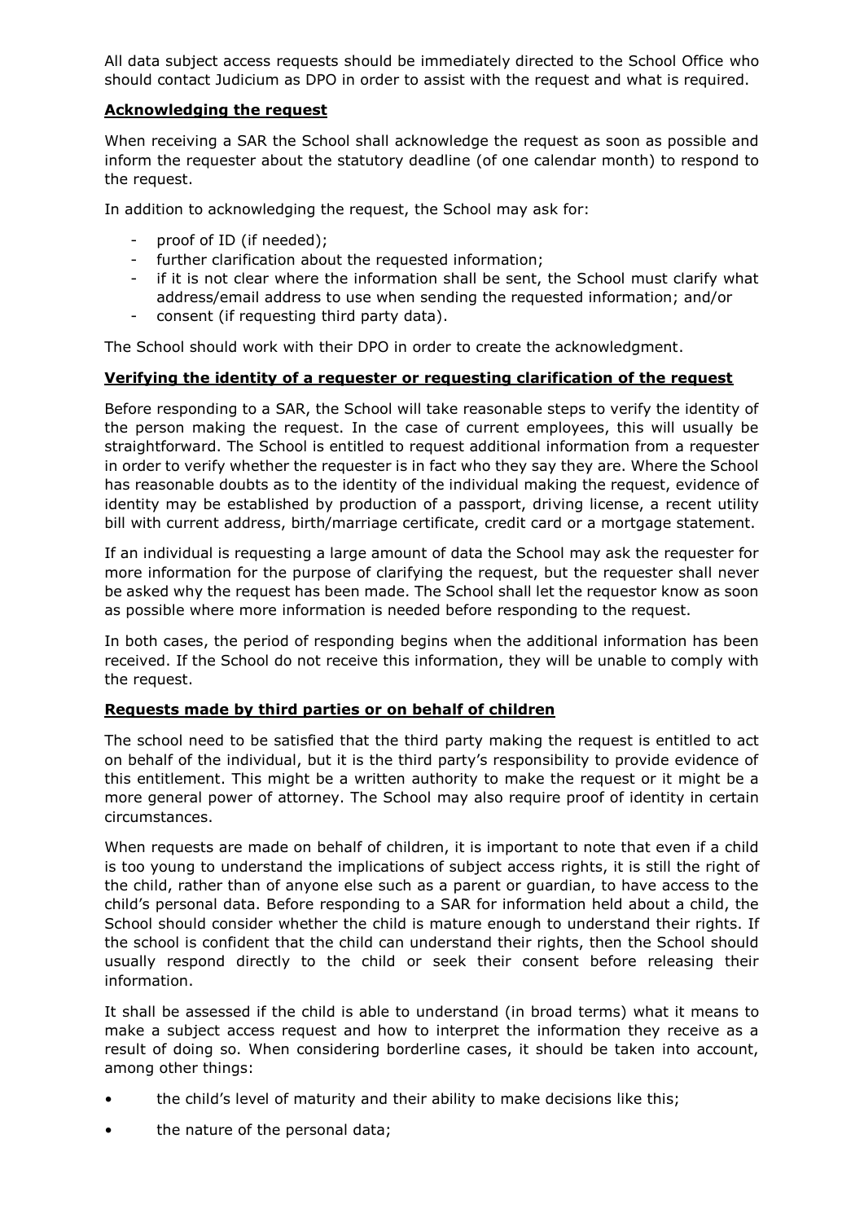All data subject access requests should be immediately directed to the School Office who should contact Judicium as DPO in order to assist with the request and what is required.

**Acknowledging the request**

When receiving a SAR the School shall acknowledge the request as soon as possible and inform the requester about the statutory deadline (of one calendar month) to respond to the request.

In addition to acknowledging the request, the School may ask for:

- proof of ID (if needed);
- further clarification about the requested information;
- if it is not clear where the information shall be sent, the School must clarify what address/email address to use when sending the requested information; and/or
- consent (if requesting third party data).

The School should work with their DPO in order to create the acknowledgment.

**Verifying the identity of a requester or requesting clarification of the request**

Before responding to a SAR, the School will take reasonable steps to verify the identity of the person making the request. In the case of current employees, this will usually be straightforward. The School is entitled to request additional information from a requester in order to verify whether the requester is in fact who they say they are. Where the School has reasonable doubts as to the identity of the individual making the request, evidence of identity may be established by production of a passport, driving license, a recent utility bill with current address, birth/marriage certificate, credit card or a mortgage statement.

If an individual is requesting a large amount of data the School may ask the requester for more information for the purpose of clarifying the request, but the requester shall never be asked why the request has been made. The School shall let the requestor know as soon as possible where more information is needed before responding to the request.

In both cases, the period of responding begins when the additional information has been received. If the School do not receive this information, they will be unable to comply with the request.

**Requests made by third parties or on behalf of children**

The school need to be satisfied that the third party making the request is entitled to act on behalf of the individual, but it is the third party's responsibility to provide evidence of this entitlement. This might be a written authority to make the request or it might be a more general power of attorney. The School may also require proof of identity in certain circumstances.

When requests are made on behalf of children, it is important to note that even if a child is too young to understand the implications of subject access rights, it is still the right of the child, rather than of anyone else such as a parent or guardian, to have access to the child's personal data. Before responding to a SAR for information held about a child, the School should consider whether the child is mature enough to understand their rights. If the school is confident that the child can understand their rights, then the School should usually respond directly to the child or seek their consent before releasing their information.

It shall be assessed if the child is able to understand (in broad terms) what it means to make a subject access request and how to interpret the information they receive as a result of doing so. When considering borderline cases, it should be taken into account, among other things:

- the child's level of maturity and their ability to make decisions like this;
- the nature of the personal data;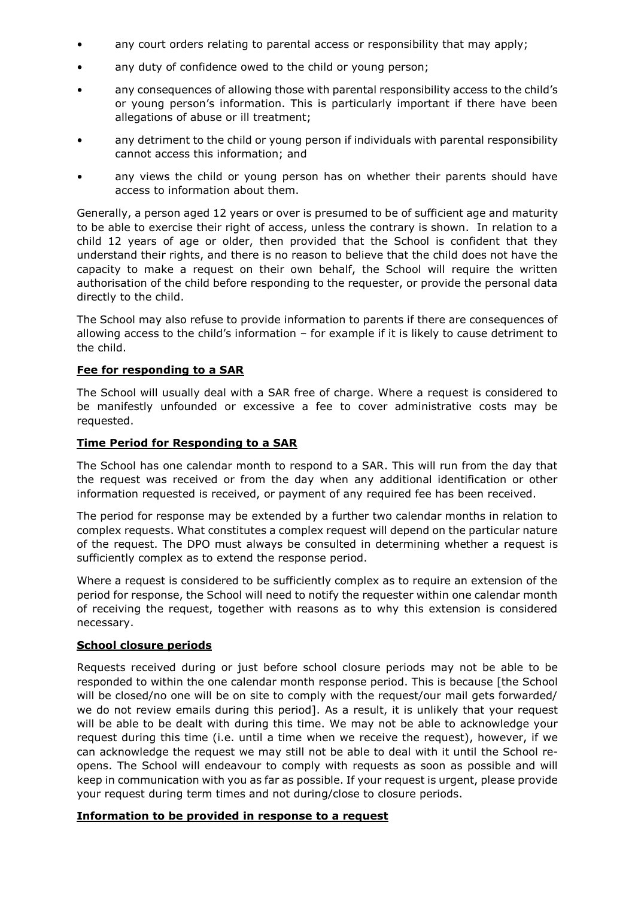- any court orders relating to parental access or responsibility that may apply;
- any duty of confidence owed to the child or young person;
- any consequences of allowing those with parental responsibility access to the child's or young person's information. This is particularly important if there have been allegations of abuse or ill treatment;
- any detriment to the child or young person if individuals with parental responsibility cannot access this information; and
- any views the child or young person has on whether their parents should have access to information about them.

Generally, a person aged 12 years or over is presumed to be of sufficient age and maturity to be able to exercise their right of access, unless the contrary is shown. In relation to a child 12 years of age or older, then provided that the School is confident that they understand their rights, and there is no reason to believe that the child does not have the capacity to make a request on their own behalf, the School will require the written authorisation of the child before responding to the requester, or provide the personal data directly to the child.

The School may also refuse to provide information to parents if there are consequences of allowing access to the child's information – for example if it is likely to cause detriment to the child.

**Fee for responding to a SAR**

The School will usually deal with a SAR free of charge. Where a request is considered to be manifestly unfounded or excessive a fee to cover administrative costs may be requested.

**Time Period for Responding to a SAR**

The School has one calendar month to respond to a SAR. This will run from the day that the request was received or from the day when any additional identification or other information requested is received, or payment of any required fee has been received.

The period for response may be extended by a further two calendar months in relation to complex requests. What constitutes a complex request will depend on the particular nature of the request. The DPO must always be consulted in determining whether a request is sufficiently complex as to extend the response period.

Where a request is considered to be sufficiently complex as to require an extension of the period for response, the School will need to notify the requester within one calendar month of receiving the request, together with reasons as to why this extension is considered necessary.

**School closure periods**

Requests received during or just before school closure periods may not be able to be responded to within the one calendar month response period. This is because [the School will be closed/no one will be on site to comply with the request/our mail gets forwarded/ we do not review emails during this period]. As a result, it is unlikely that your request will be able to be dealt with during this time. We may not be able to acknowledge your request during this time (i.e. until a time when we receive the request), however, if we can acknowledge the request we may still not be able to deal with it until the School re-opens. The School will endeavour to comply with requests as soon as possible and will keep in communication with you as far as possible. If your request is urgent, please provide your request during term times and not during/close to closure periods.

**Information to be provided in response to a request**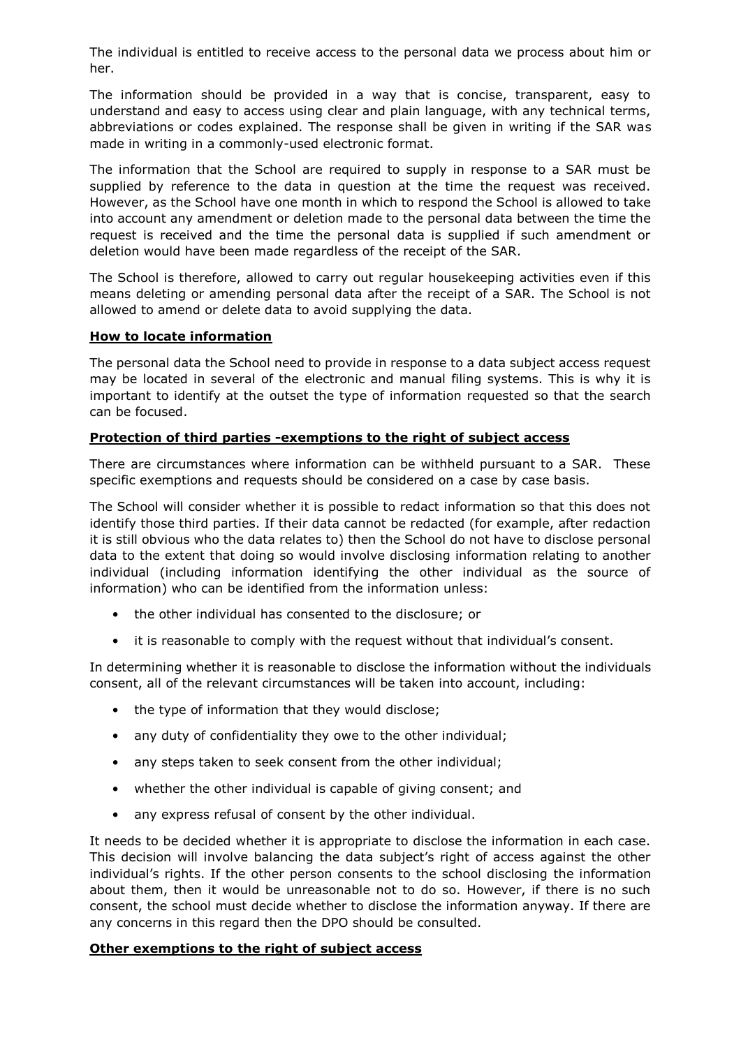The individual is entitled to receive access to the personal data we process about him or her.

The information should be provided in a way that is concise, transparent, easy to understand and easy to access using clear and plain language, with any technical terms, abbreviations or codes explained. The response shall be given in writing if the SAR was made in writing in a commonly-used electronic format.

The information that the School are required to supply in response to a SAR must be supplied by reference to the data in question at the time the request was received. However, as the School have one month in which to respond the School is allowed to take into account any amendment or deletion made to the personal data between the time the request is received and the time the personal data is supplied if such amendment or deletion would have been made regardless of the receipt of the SAR.

The School is therefore, allowed to carry out regular housekeeping activities even if this means deleting or amending personal data after the receipt of a SAR. The School is not allowed to amend or delete data to avoid supplying the data.

**How to locate information**

The personal data the School need to provide in response to a data subject access request may be located in several of the electronic and manual filing systems. This is why it is important to identify at the outset the type of information requested so that the search can be focused.

**Protection of third parties -exemptions to the right of subject access**

There are circumstances where information can be withheld pursuant to a SAR. These specific exemptions and requests should be considered on a case by case basis.

The School will consider whether it is possible to redact information so that this does not identify those third parties. If their data cannot be redacted (for example, after redaction it is still obvious who the data relates to) then the School do not have to disclose personal data to the extent that doing so would involve disclosing information relating to another individual (including information identifying the other individual as the source of information) who can be identified from the information unless:

- the other individual has consented to the disclosure; or
- it is reasonable to comply with the request without that individual's consent.

In determining whether it is reasonable to disclose the information without the individuals consent, all of the relevant circumstances will be taken into account, including:

- the type of information that they would disclose;
- any duty of confidentiality they owe to the other individual;
- any steps taken to seek consent from the other individual;
- whether the other individual is capable of giving consent; and
- any express refusal of consent by the other individual.

It needs to be decided whether it is appropriate to disclose the information in each case. This decision will involve balancing the data subject's right of access against the other individual's rights. If the other person consents to the school disclosing the information about them, then it would be unreasonable not to do so. However, if there is no such consent, the school must decide whether to disclose the information anyway. If there are any concerns in this regard then the DPO should be consulted.

**Other exemptions to the right of subject access**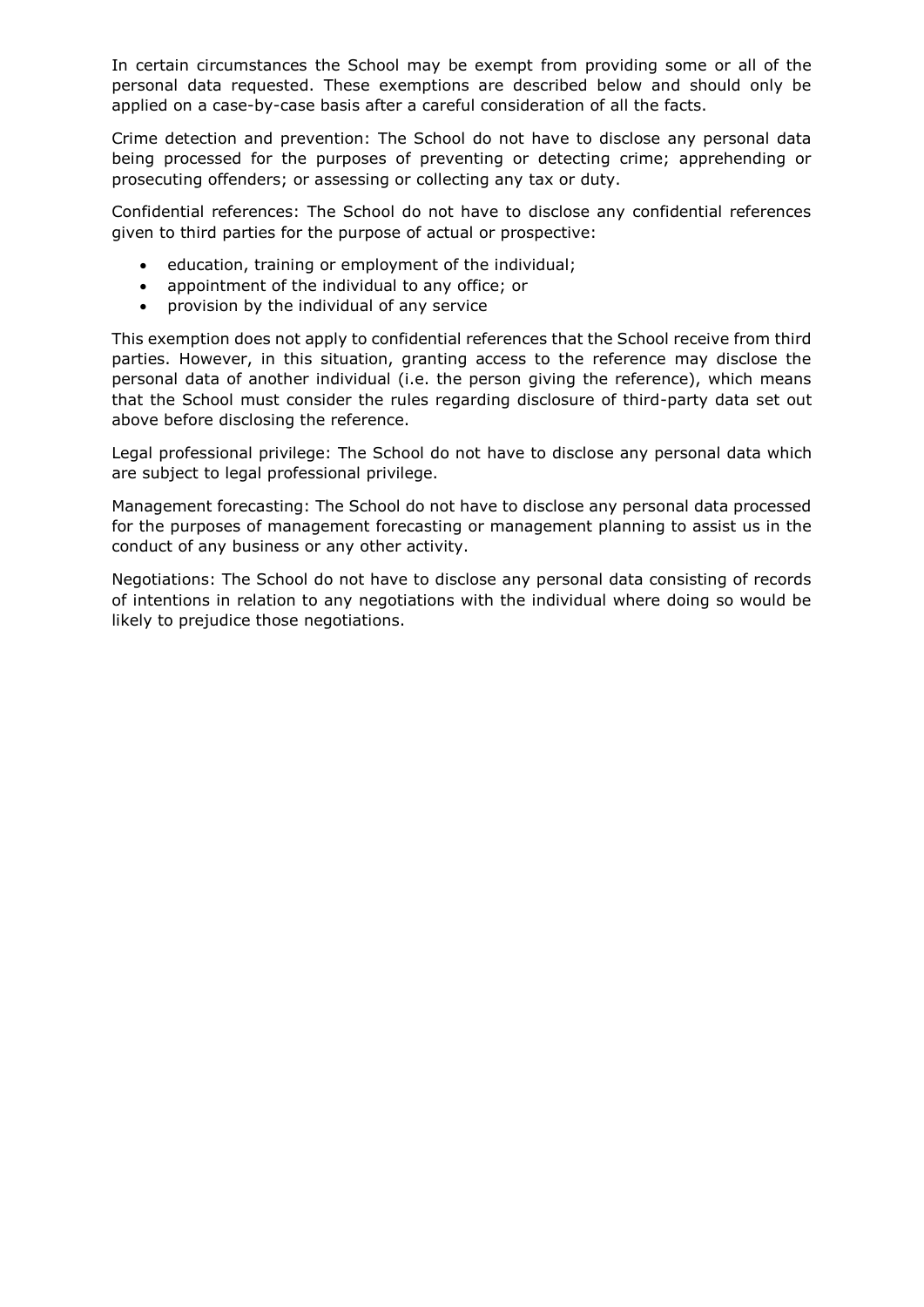In certain circumstances the School may be exempt from providing some or all of the personal data requested. These exemptions are described below and should only be applied on a case-by-case basis after a careful consideration of all the facts.

Crime detection and prevention: The School do not have to disclose any personal data being processed for the purposes of preventing or detecting crime; apprehending or prosecuting offenders; or assessing or collecting any tax or duty.

Confidential references: The School do not have to disclose any confidential references given to third parties for the purpose of actual or prospective:

- education, training or employment of the individual;
- appointment of the individual to any office; or
- provision by the individual of any service

This exemption does not apply to confidential references that the School receive from third parties. However, in this situation, granting access to the reference may disclose the personal data of another individual (i.e. the person giving the reference), which means that the School must consider the rules regarding disclosure of third-party data set out above before disclosing the reference.

Legal professional privilege: The School do not have to disclose any personal data which are subject to legal professional privilege.

Management forecasting: The School do not have to disclose any personal data processed for the purposes of management forecasting or management planning to assist us in the conduct of any business or any other activity.

Negotiations: The School do not have to disclose any personal data consisting of records of intentions in relation to any negotiations with the individual where doing so would be likely to prejudice those negotiations.